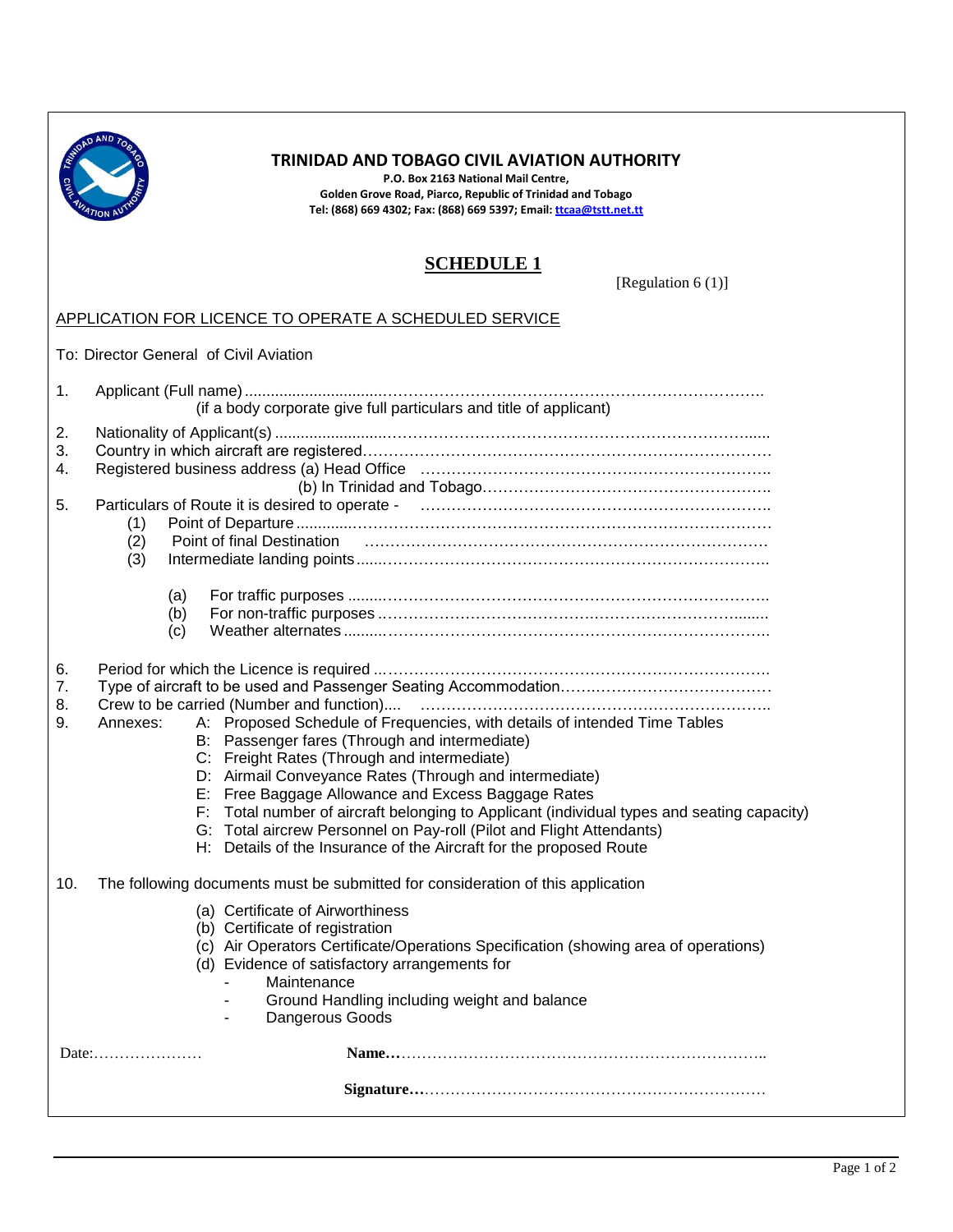**TRINIDAD AND TOBAGO CIVIL AVIATION AUTHORITY**
**P.O. Box 2163 National Mail Centre,**
**Golden Grove Road, Piarco, Republic of Trinidad and Tobago**
**Tel: (868) 669 4302; Fax: (868) 669 5397; Email: ttcaa@tstt.net.tt**

# SCHEDULE 1

[Regulation 6 (1)]

APPLICATION FOR LICENCE TO OPERATE A SCHEDULED SERVICE

To: Director General of Civil Aviation

1. Applicant (Full name) ..........................................................................................
   (if a body corporate give full particulars and title of applicant)
2. Nationality of Applicant(s) ..........................................................................................
3. Country in which aircraft are registered..........................................................................................
4. Registered business address (a) Head Office ..........................................................................................
   (b) In Trinidad and Tobago..........................................................................................
5. Particulars of Route it is desired to operate - ..........................................................................................
   (1) Point of Departure ..........................................................................................
   (2) Point of final Destination ..........................................................................................
   (3) Intermediate landing points ..........................................................................................
      (a) For traffic purposes ..........................................................................................
      (b) For non-traffic purposes ..........................................................................................
      (c) Weather alternates ..........................................................................................
6. Period for which the Licence is required ..........................................................................................
7. Type of aircraft to be used and Passenger Seating Accommodation..........................................................................................
8. Crew to be carried (Number and function).... ..........................................................................................
9. Annexes:
   A: Proposed Schedule of Frequencies, with details of intended Time Tables
   B: Passenger fares (Through and intermediate)
   C: Freight Rates (Through and intermediate)
   D: Airmail Conveyance Rates (Through and intermediate)
   E: Free Baggage Allowance and Excess Baggage Rates
   F: Total number of aircraft belonging to Applicant (individual types and seating capacity)
   G: Total aircrew Personnel on Pay-roll (Pilot and Flight Attendants)
   H: Details of the Insurance of the Aircraft for the proposed Route
10. The following documents must be submitted for consideration of this application
    (a) Certificate of Airworthiness
    (b) Certificate of registration
    (c) Air Operators Certificate/Operations Specification (showing area of operations)
    (d) Evidence of satisfactory arrangements for
       - Maintenance
       - Ground Handling including weight and balance
       - Dangerous Goods

Date:………………… **Name…**……………………………………………………………..

**Signature…**……………………………………………………………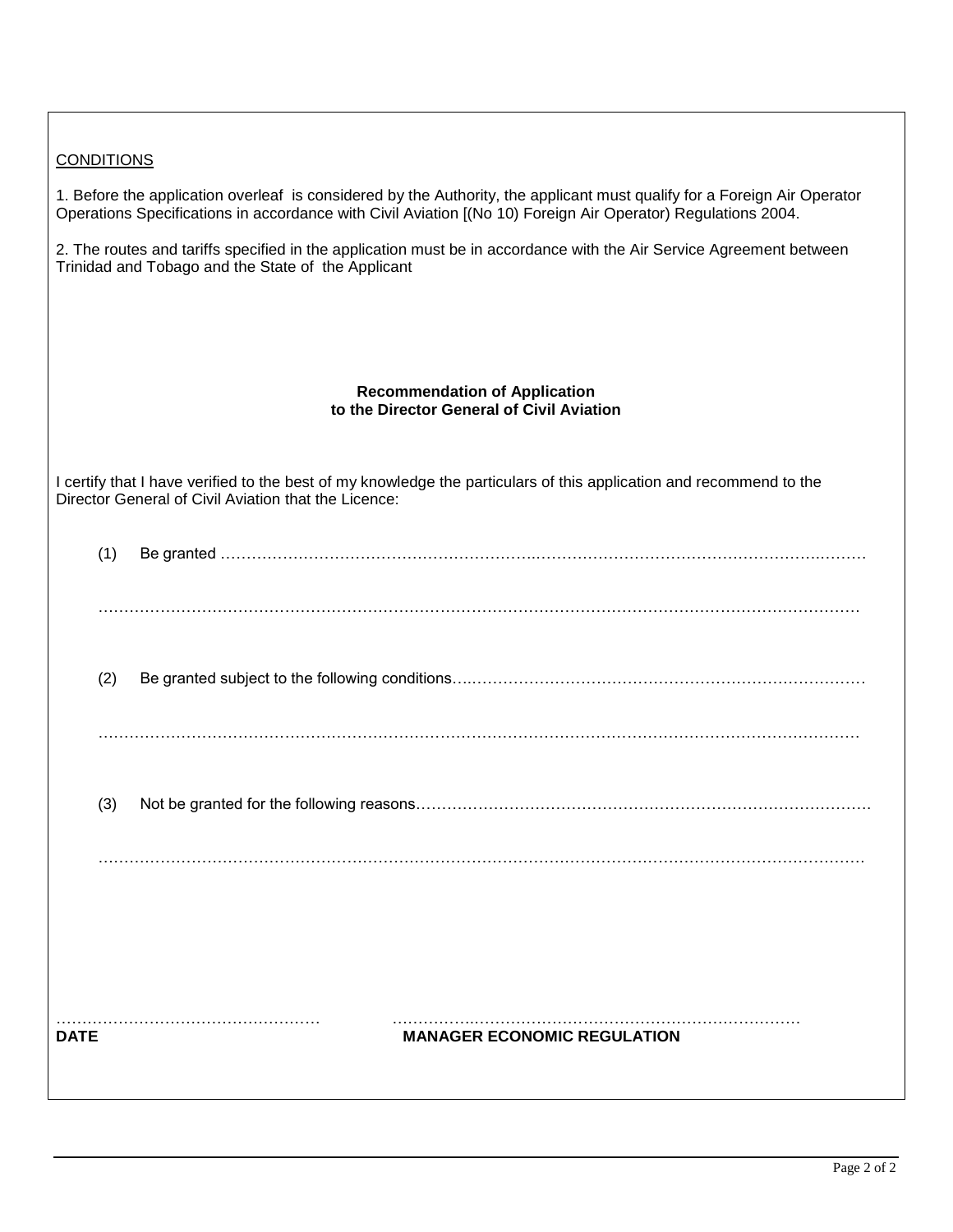<u>CONDITIONS</u>

1. Before the application overleaf is considered by the Authority, the applicant must qualify for a Foreign Air Operator Operations Specifications in accordance with Civil Aviation [(No 10) Foreign Air Operator) Regulations 2004.

2. The routes and tariffs specified in the application must be in accordance with the Air Service Agreement between Trinidad and Tobago and the State of the Applicant

**Recommendation of Application to the Director General of Civil Aviation**

I certify that I have verified to the best of my knowledge the particulars of this application and recommend to the Director General of Civil Aviation that the Licence:

(1) Be granted ……………………………………………………………………………………………………………

……………………………………………………………………………………………………………………………

(2) Be granted subject to the following conditions………………………………………………………………

……………………………………………………………………………………………………………………………

(3) Not be granted for the following reasons……………………………………………………………………

……………………………………………………………………………………………………………………………

…………………………………………… ………………………………………………………………………

**DATE** **MANAGER ECONOMIC REGULATION**